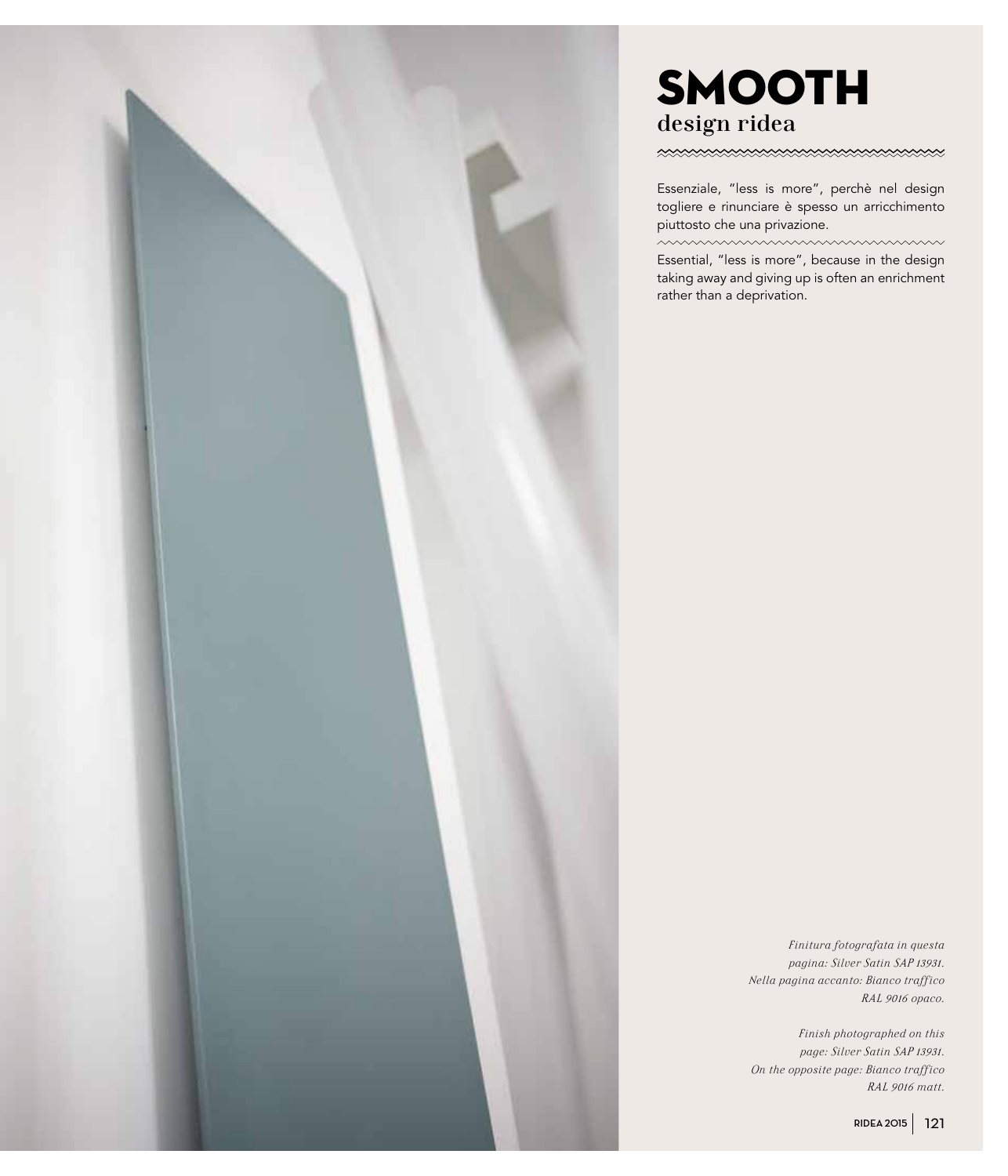# SMOOTH

## design ridea

Essenziale, "less is more", perchè nel design togliere e rinunciare è spesso un arricchimento piuttosto che una privazione.

Essential, "less is more", because in the design taking away and giving up is often an enrichment rather than a deprivation.

*Finitura fotografata in questa pagina: Silver Satin SAP 13931. Nella pagina accanto: Bianco traffico RAL 9016 opaco.*

*Finish photographed on this page: Silver Satin SAP 13931. On the opposite page: Bianco traffico RAL 9016 matt.*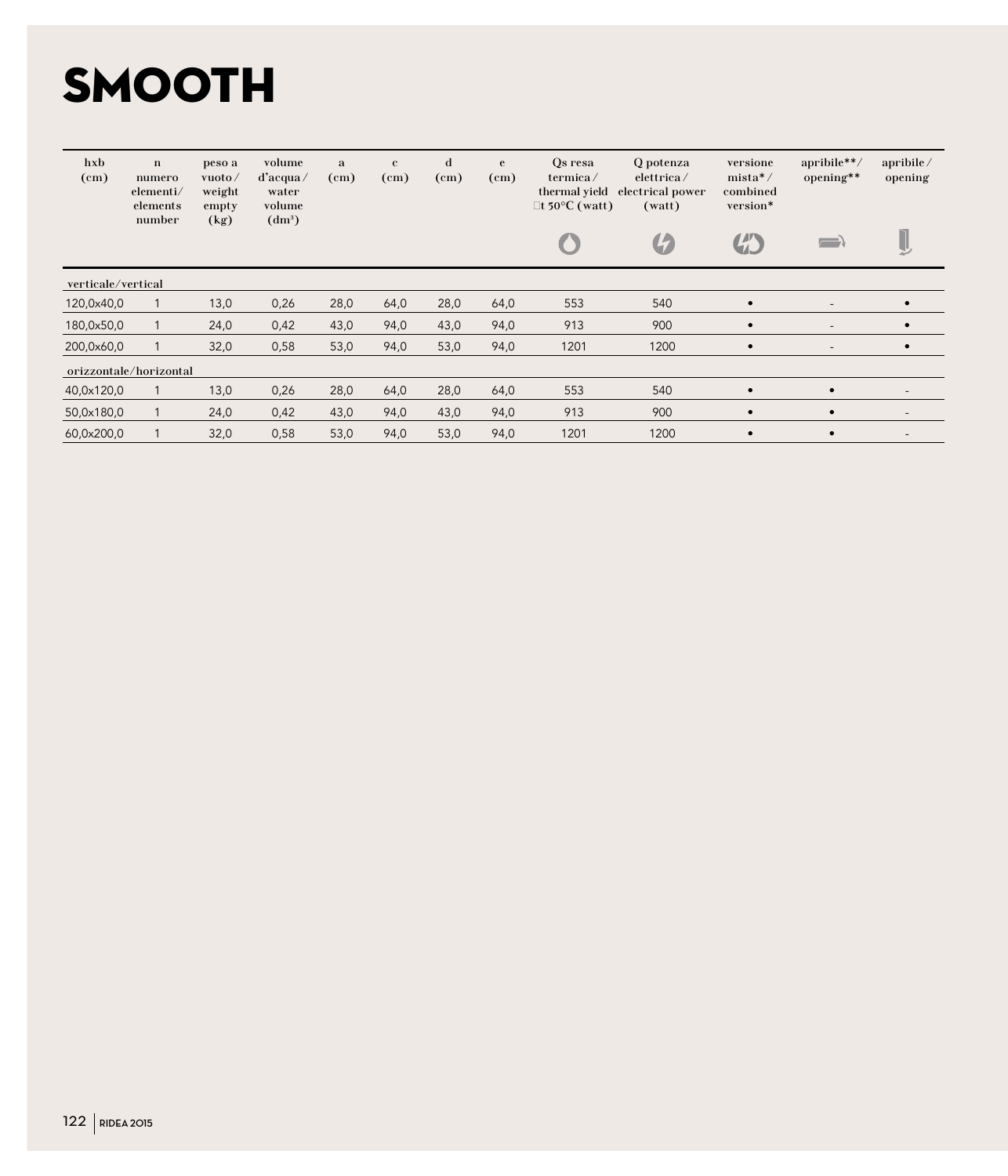# SMOOTH

| hxb (cm) | n numero elementi/ elements number | peso a vuoto / weight empty (kg) | volume d'acqua / water volume (dm³) | a (cm) | c (cm) | d (cm) | e (cm) | Qs resa termica / thermal yield Δt 50°C (watt) | Q potenza elettrica / electrical power (watt) | versione mista* / combined version* | apribile**/ opening** | apribile / opening |
|---|---|---|---|---|---|---|---|---|---|---|---|---|
| verticale/vertical | | | | | | | | | | | | |
| 120,0x40,0 | 1 | 13,0 | 0,26 | 28,0 | 64,0 | 28,0 | 64,0 | 553 | 540 | • | - | • |
| 180,0x50,0 | 1 | 24,0 | 0,42 | 43,0 | 94,0 | 43,0 | 94,0 | 913 | 900 | • | - | • |
| 200,0x60,0 | 1 | 32,0 | 0,58 | 53,0 | 94,0 | 53,0 | 94,0 | 1201 | 1200 | • | - | • |
| orizzontale/horizontal | | | | | | | | | | | | |
| 40,0x120,0 | 1 | 13,0 | 0,26 | 28,0 | 64,0 | 28,0 | 64,0 | 553 | 540 | • | • | - |
| 50,0x180,0 | 1 | 24,0 | 0,42 | 43,0 | 94,0 | 43,0 | 94,0 | 913 | 900 | • | • | - |
| 60,0x200,0 | 1 | 32,0 | 0,58 | 53,0 | 94,0 | 53,0 | 94,0 | 1201 | 1200 | • | • | - |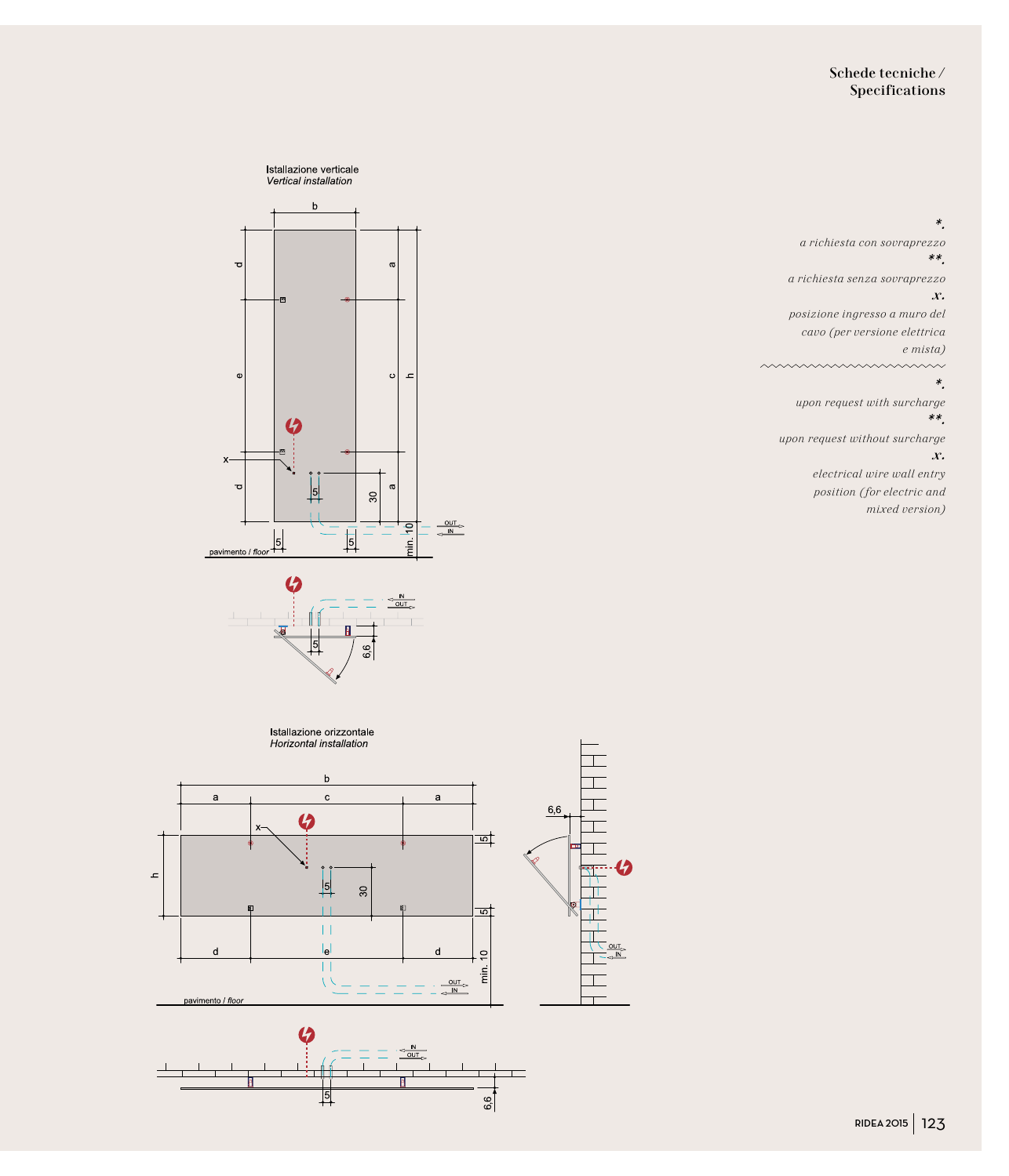## Schede tecniche / Specifications

### Istallazione verticale
*Vertical installation*

b

d

a

e

c

h

x

d

5

30

a

5

5

min. 10

OUT

IN

pavimento / *floor*

IN

OUT

5

6,6

### Istallazione orizzontale
*Horizontal installation*

b

a

c

a

x

h

5

30

5

5

d

e

d

min. 10

OUT

IN

pavimento / *floor*

6,6

OUT

IN

IN

OUT

5

6,6

***.**

*a richiesta con sovraprezzo*

****.**

*a richiesta senza sovraprezzo*

***x.***

*posizione ingresso a muro del cavo (per versione elettrica e mista)*

***.**

*upon request with surcharge*

****.**

*upon request without surcharge*

***x.***

*electrical wire wall entry position (for electric and mixed version)*